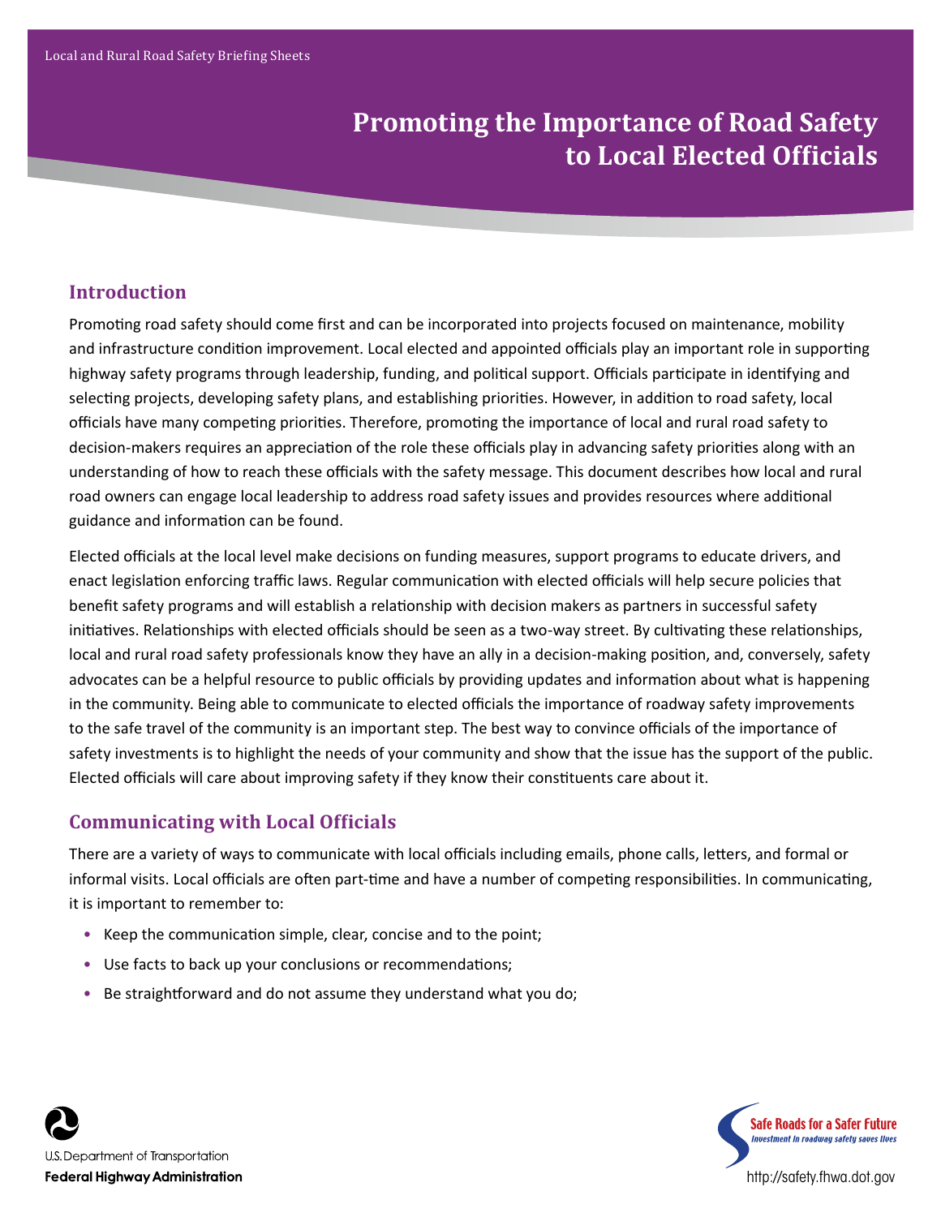# Promoting the Importance of Road Safety to Local Elected Officials

## Introduction

Promoting road safety should come first and can be incorporated into projects focused on maintenance, mobility and infrastructure condition improvement. Local elected and appointed officials play an important role in supporting highway safety programs through leadership, funding, and political support. Officials participate in identifying and selecting projects, developing safety plans, and establishing priorities. However, in addition to road safety, local officials have many competing priorities. Therefore, promoting the importance of local and rural road safety to decision-makers requires an appreciation of the role these officials play in advancing safety priorities along with an understanding of how to reach these officials with the safety message. This document describes how local and rural road owners can engage local leadership to address road safety issues and provides resources where additional guidance and information can be found.

Elected officials at the local level make decisions on funding measures, support programs to educate drivers, and enact legislation enforcing traffic laws. Regular communication with elected officials will help secure policies that benefit safety programs and will establish a relationship with decision makers as partners in successful safety initiatives. Relationships with elected officials should be seen as a two-way street. By cultivating these relationships, local and rural road safety professionals know they have an ally in a decision-making position, and, conversely, safety advocates can be a helpful resource to public officials by providing updates and information about what is happening in the community. Being able to communicate to elected officials the importance of roadway safety improvements to the safe travel of the community is an important step. The best way to convince officials of the importance of safety investments is to highlight the needs of your community and show that the issue has the support of the public. Elected officials will care about improving safety if they know their constituents care about it.

## Communicating with Local Officials

There are a variety of ways to communicate with local officials including emails, phone calls, letters, and formal or informal visits. Local officials are often part-time and have a number of competing responsibilities. In communicating, it is important to remember to:

- Keep the communication simple, clear, concise and to the point;
- Use facts to back up your conclusions or recommendations;
- Be straightforward and do not assume they understand what you do;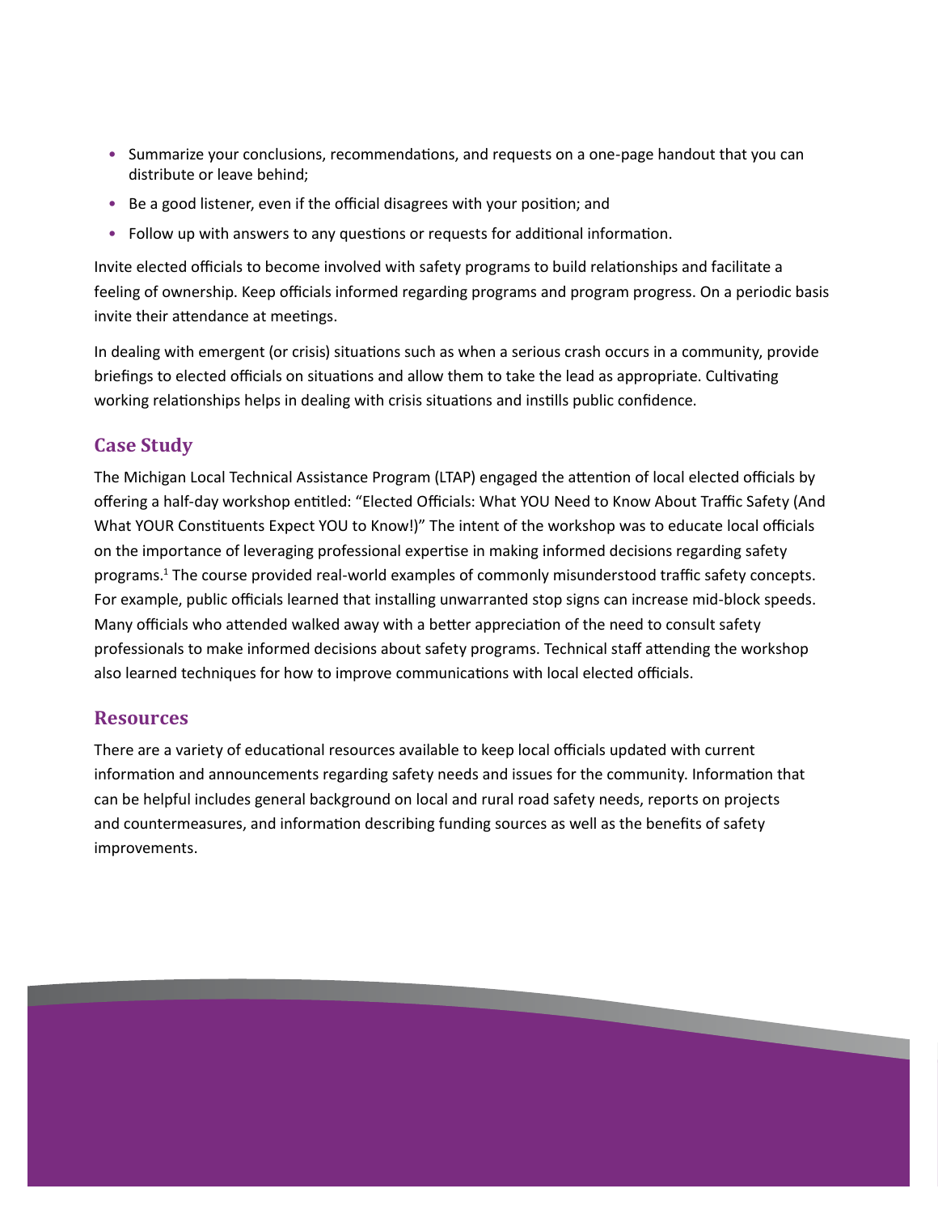- Summarize your conclusions, recommendations, and requests on a one-page handout that you can distribute or leave behind;
- Be a good listener, even if the official disagrees with your position; and
- Follow up with answers to any questions or requests for additional information.

Invite elected officials to become involved with safety programs to build relationships and facilitate a feeling of ownership. Keep officials informed regarding programs and program progress. On a periodic basis invite their attendance at meetings.

In dealing with emergent (or crisis) situations such as when a serious crash occurs in a community, provide briefings to elected officials on situations and allow them to take the lead as appropriate. Cultivating working relationships helps in dealing with crisis situations and instills public confidence.

## Case Study

The Michigan Local Technical Assistance Program (LTAP) engaged the attention of local elected officials by offering a half-day workshop entitled: "Elected Officials: What YOU Need to Know About Traffic Safety (And What YOUR Constituents Expect YOU to Know!)" The intent of the workshop was to educate local officials on the importance of leveraging professional expertise in making informed decisions regarding safety programs.[1] The course provided real-world examples of commonly misunderstood traffic safety concepts. For example, public officials learned that installing unwarranted stop signs can increase mid-block speeds. Many officials who attended walked away with a better appreciation of the need to consult safety professionals to make informed decisions about safety programs. Technical staff attending the workshop also learned techniques for how to improve communications with local elected officials.

## Resources

There are a variety of educational resources available to keep local officials updated with current information and announcements regarding safety needs and issues for the community. Information that can be helpful includes general background on local and rural road safety needs, reports on projects and countermeasures, and information describing funding sources as well as the benefits of safety improvements.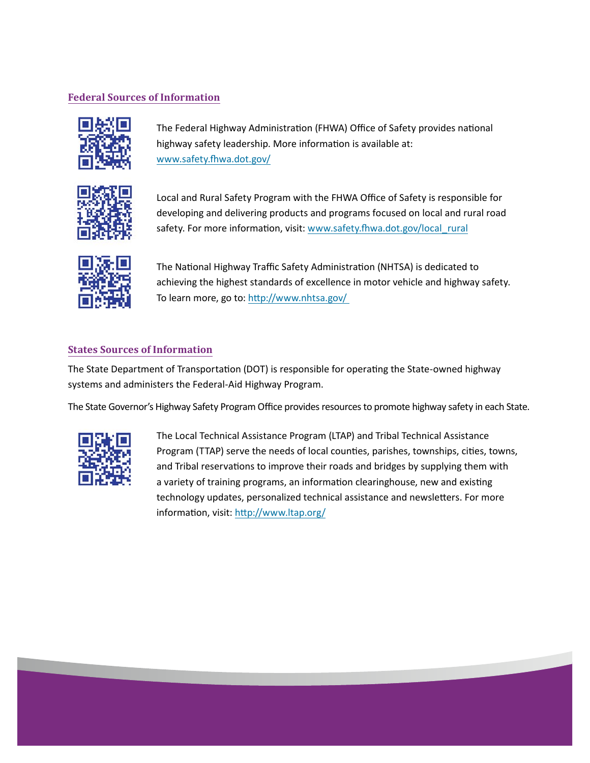## Federal Sources of Information

The Federal Highway Administration (FHWA) Office of Safety provides national highway safety leadership. More information is available at: www.safety.fhwa.dot.gov/

Local and Rural Safety Program with the FHWA Office of Safety is responsible for developing and delivering products and programs focused on local and rural road safety. For more information, visit: www.safety.fhwa.dot.gov/local_rural

The National Highway Traffic Safety Administration (NHTSA) is dedicated to achieving the highest standards of excellence in motor vehicle and highway safety. To learn more, go to: http://www.nhtsa.gov/

## States Sources of Information

The State Department of Transportation (DOT) is responsible for operating the State-owned highway systems and administers the Federal-Aid Highway Program.

The State Governor's Highway Safety Program Office provides resources to promote highway safety in each State.

The Local Technical Assistance Program (LTAP) and Tribal Technical Assistance Program (TTAP) serve the needs of local counties, parishes, townships, cities, towns, and Tribal reservations to improve their roads and bridges by supplying them with a variety of training programs, an information clearinghouse, new and existing technology updates, personalized technical assistance and newsletters. For more information, visit: http://www.ltap.org/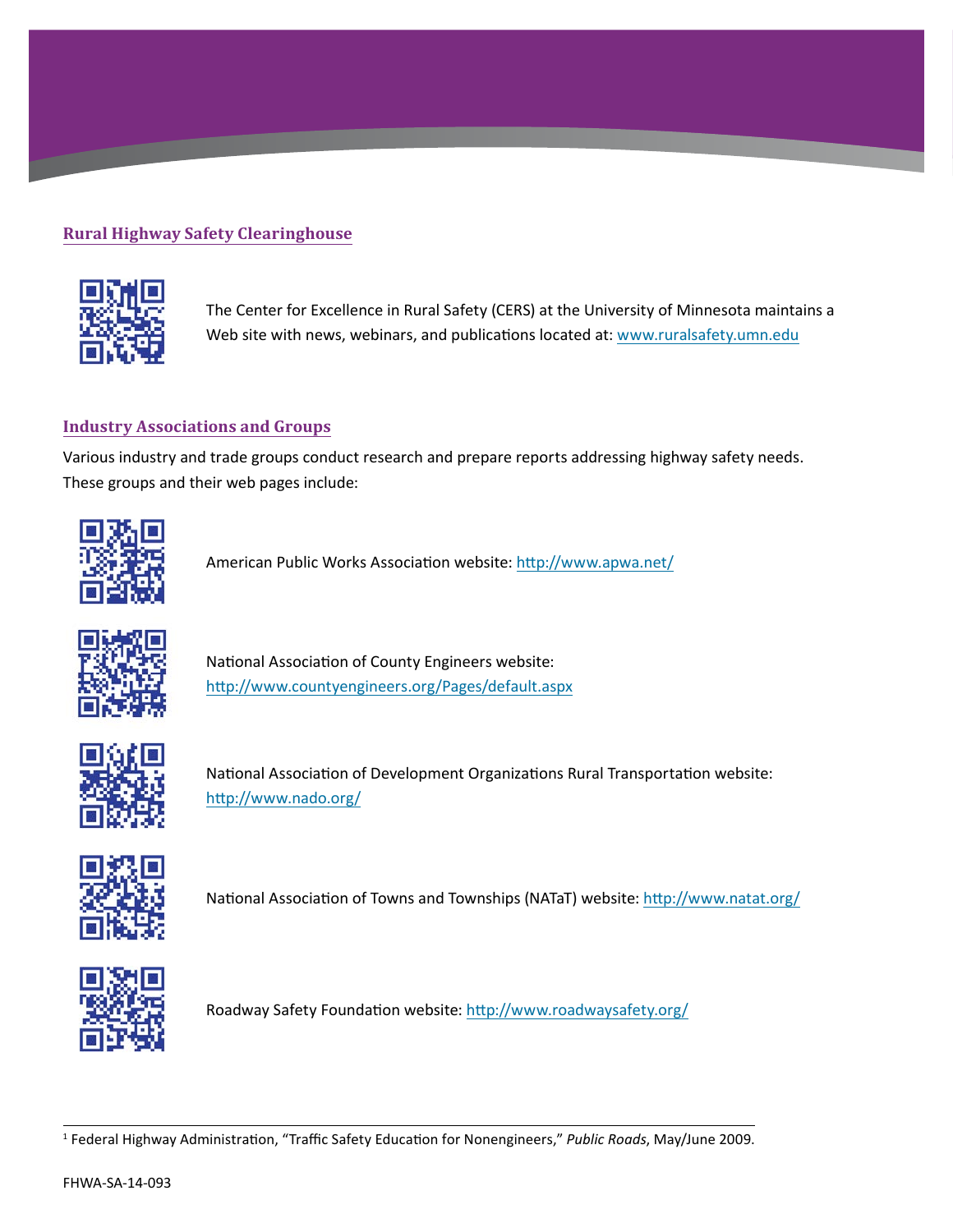## Rural Highway Safety Clearinghouse

The Center for Excellence in Rural Safety (CERS) at the University of Minnesota maintains a Web site with news, webinars, and publications located at: www.ruralsafety.umn.edu

## Industry Associations and Groups

Various industry and trade groups conduct research and prepare reports addressing highway safety needs. These groups and their web pages include:

American Public Works Association website: http://www.apwa.net/

National Association of County Engineers website: http://www.countyengineers.org/Pages/default.aspx

National Association of Development Organizations Rural Transportation website: http://www.nado.org/

National Association of Towns and Townships (NATaT) website: http://www.natat.org/

Roadway Safety Foundation website: http://www.roadwaysafety.org/

---

[1] Federal Highway Administration, "Traffic Safety Education for Nonengineers," *Public Roads*, May/June 2009.

FHWA-SA-14-093